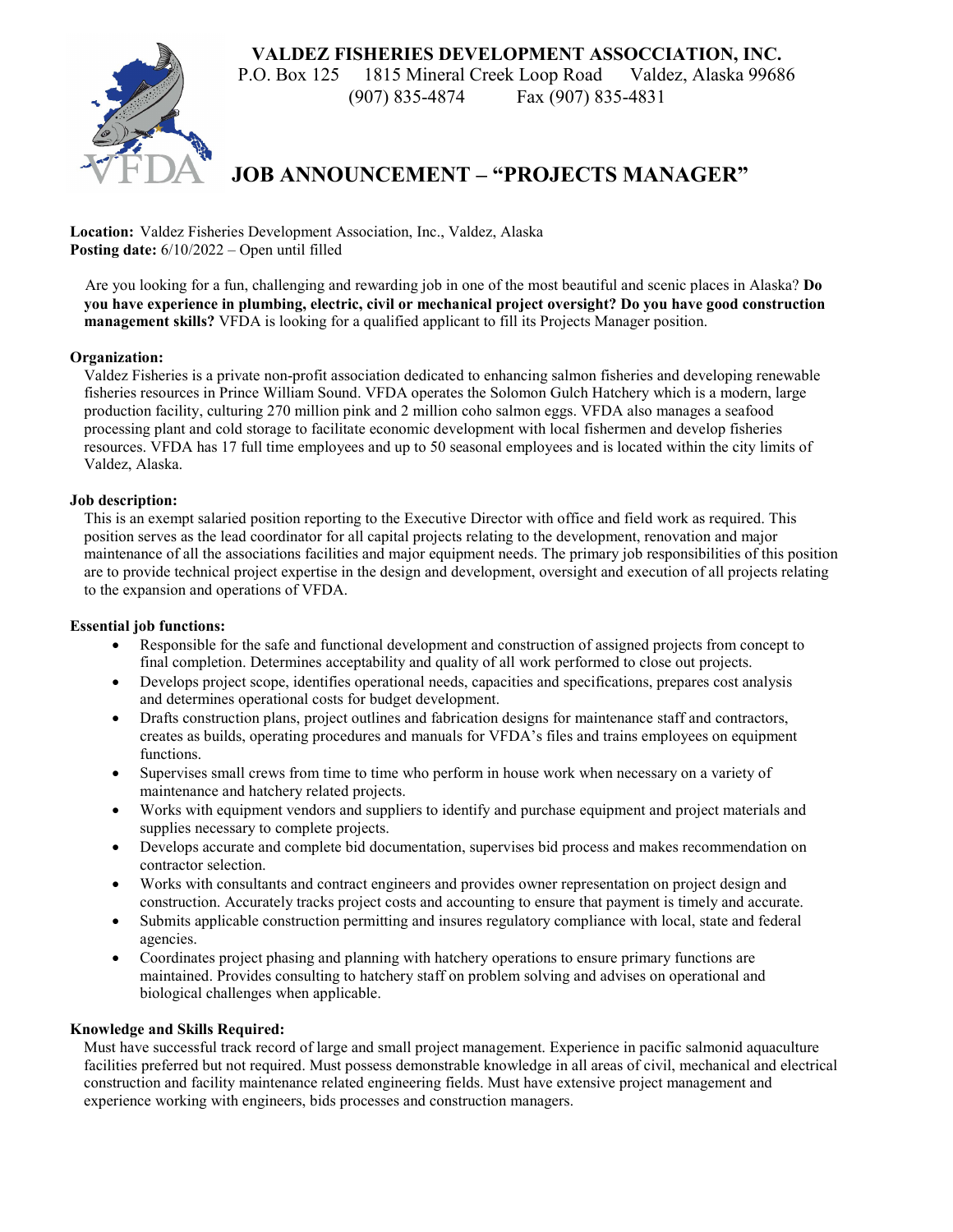# VALDEZ FISHERIES DEVELOPMENT ASSOCCIATION, INC.

P.O. Box 125 1815 Mineral Creek Loop Road Valdez, Alaska 99686
(907) 835-4874 Fax (907) 835-4831

## JOB ANNOUNCEMENT – "PROJECTS MANAGER"

**Location:** Valdez Fisheries Development Association, Inc., Valdez, Alaska
**Posting date:** 6/10/2022 – Open until filled

Are you looking for a fun, challenging and rewarding job in one of the most beautiful and scenic places in Alaska? **Do you have experience in plumbing, electric, civil or mechanical project oversight? Do you have good construction management skills?** VFDA is looking for a qualified applicant to fill its Projects Manager position.

**Organization:**
Valdez Fisheries is a private non-profit association dedicated to enhancing salmon fisheries and developing renewable fisheries resources in Prince William Sound. VFDA operates the Solomon Gulch Hatchery which is a modern, large production facility, culturing 270 million pink and 2 million coho salmon eggs. VFDA also manages a seafood processing plant and cold storage to facilitate economic development with local fishermen and develop fisheries resources. VFDA has 17 full time employees and up to 50 seasonal employees and is located within the city limits of Valdez, Alaska.

**Job description:**
This is an exempt salaried position reporting to the Executive Director with office and field work as required. This position serves as the lead coordinator for all capital projects relating to the development, renovation and major maintenance of all the associations facilities and major equipment needs. The primary job responsibilities of this position are to provide technical project expertise in the design and development, oversight and execution of all projects relating to the expansion and operations of VFDA.

**Essential job functions:**

- Responsible for the safe and functional development and construction of assigned projects from concept to final completion. Determines acceptability and quality of all work performed to close out projects.
- Develops project scope, identifies operational needs, capacities and specifications, prepares cost analysis and determines operational costs for budget development.
- Drafts construction plans, project outlines and fabrication designs for maintenance staff and contractors, creates as builds, operating procedures and manuals for VFDA's files and trains employees on equipment functions.
- Supervises small crews from time to time who perform in house work when necessary on a variety of maintenance and hatchery related projects.
- Works with equipment vendors and suppliers to identify and purchase equipment and project materials and supplies necessary to complete projects.
- Develops accurate and complete bid documentation, supervises bid process and makes recommendation on contractor selection.
- Works with consultants and contract engineers and provides owner representation on project design and construction. Accurately tracks project costs and accounting to ensure that payment is timely and accurate.
- Submits applicable construction permitting and insures regulatory compliance with local, state and federal agencies.
- Coordinates project phasing and planning with hatchery operations to ensure primary functions are maintained. Provides consulting to hatchery staff on problem solving and advises on operational and biological challenges when applicable.

**Knowledge and Skills Required:**
Must have successful track record of large and small project management. Experience in pacific salmonid aquaculture facilities preferred but not required. Must possess demonstrable knowledge in all areas of civil, mechanical and electrical construction and facility maintenance related engineering fields. Must have extensive project management and experience working with engineers, bids processes and construction managers.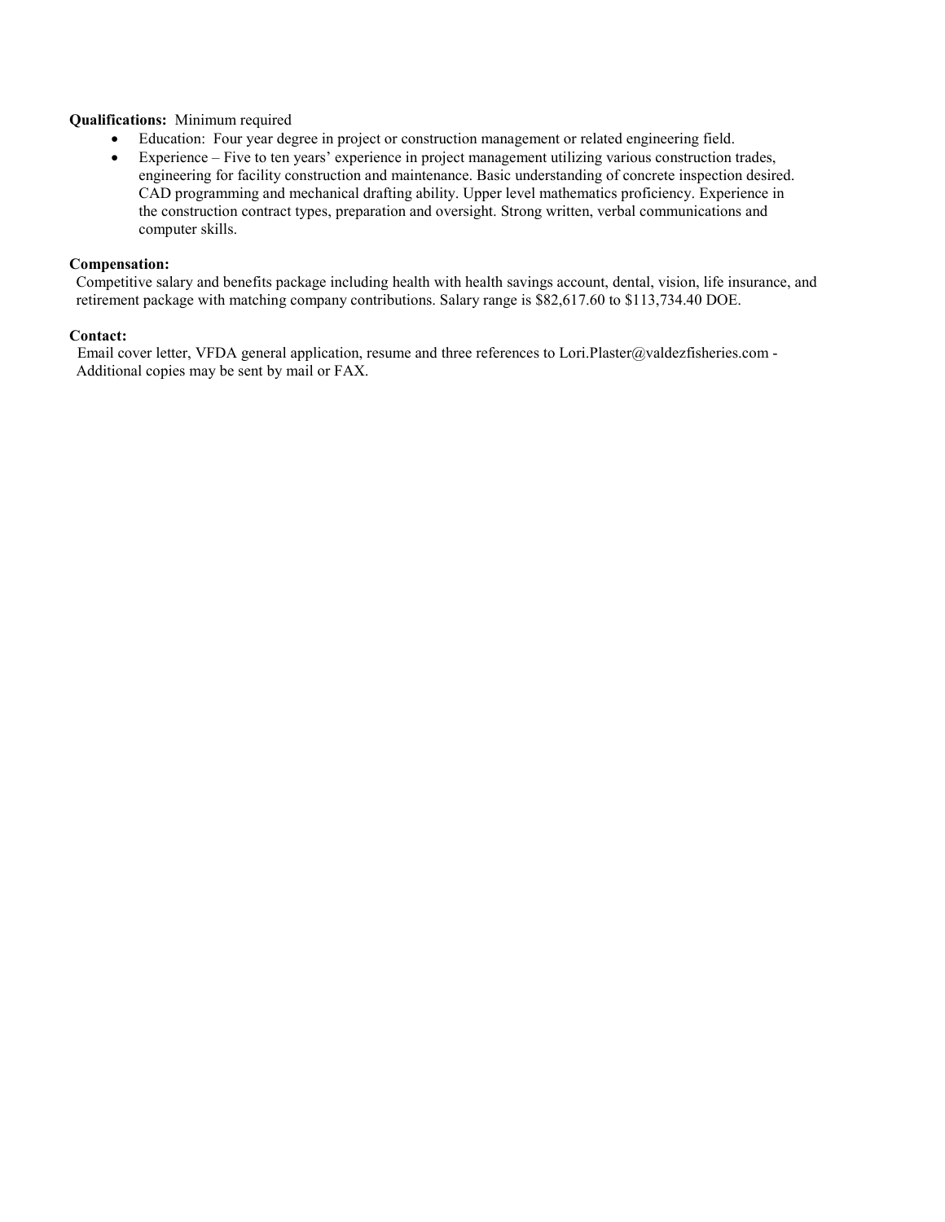**Qualifications:** Minimum required

- Education: Four year degree in project or construction management or related engineering field.
- Experience – Five to ten years' experience in project management utilizing various construction trades, engineering for facility construction and maintenance. Basic understanding of concrete inspection desired. CAD programming and mechanical drafting ability. Upper level mathematics proficiency. Experience in the construction contract types, preparation and oversight. Strong written, verbal communications and computer skills.

**Compensation:**

Competitive salary and benefits package including health with health savings account, dental, vision, life insurance, and retirement package with matching company contributions. Salary range is $82,617.60 to $113,734.40 DOE.

**Contact:**

Email cover letter, VFDA general application, resume and three references to Lori.Plaster@valdezfisheries.com - Additional copies may be sent by mail or FAX.